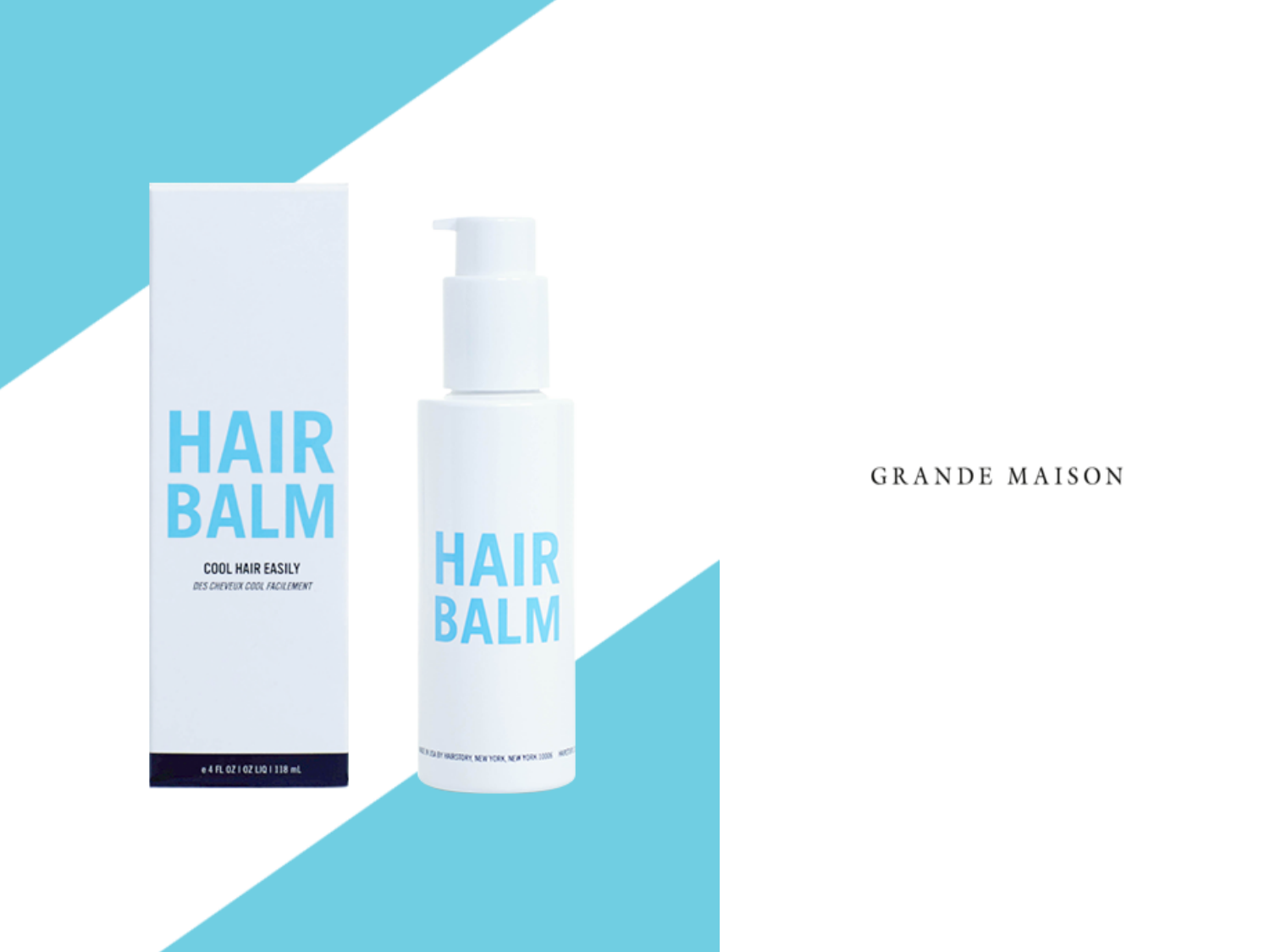GRANDE MAISON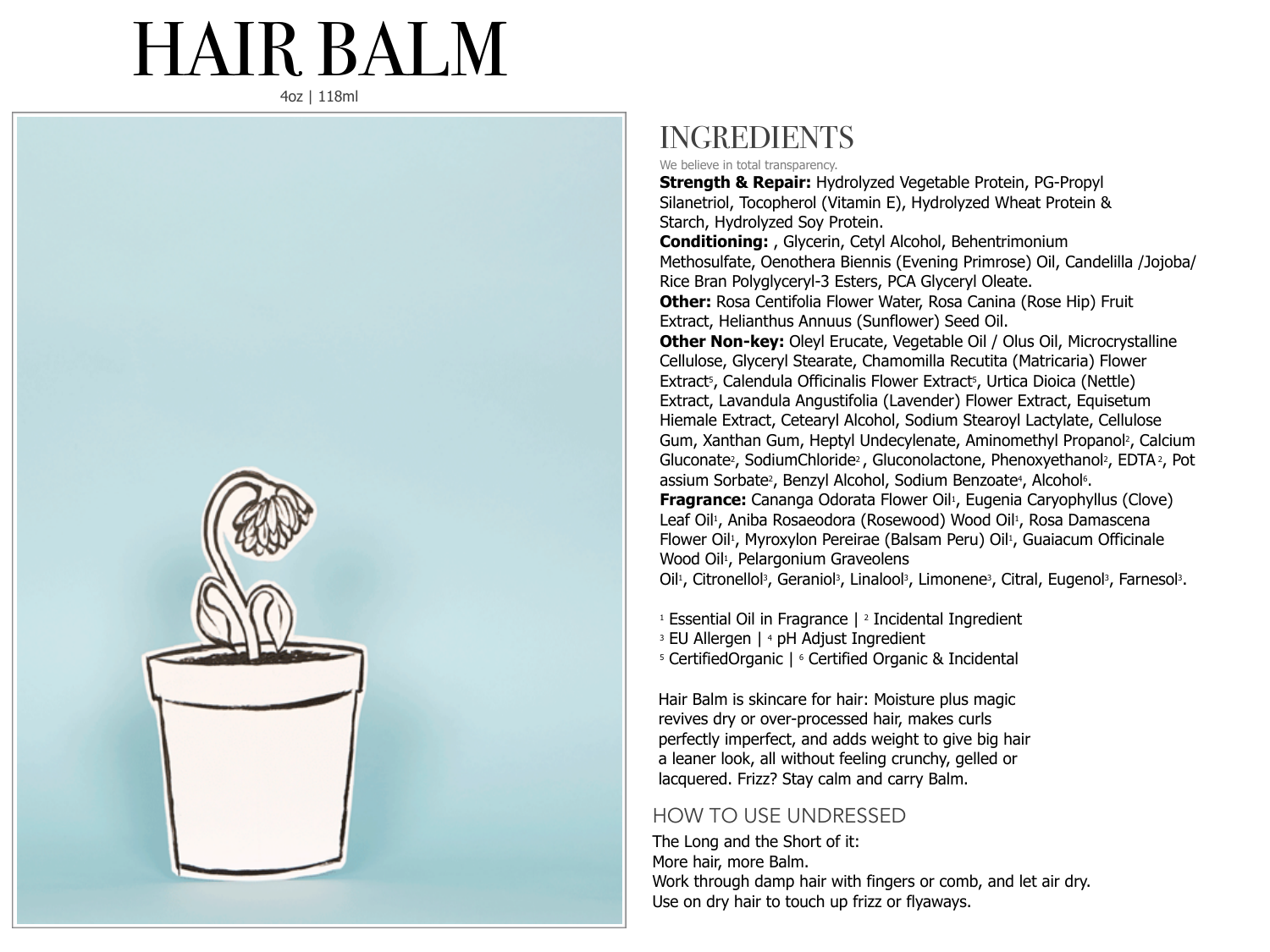# HAIR BALM

4oz | 118ml

## INGREDIENTS

We believe in total transparency.

**Strength & Repair:** Hydrolyzed Vegetable Protein, PG-Propyl Silanetriol, Tocopherol (Vitamin E), Hydrolyzed Wheat Protein & Starch, Hydrolyzed Soy Protein.

**Conditioning:** , Glycerin, Cetyl Alcohol, Behentrimonium Methosulfate, Oenothera Biennis (Evening Primrose) Oil, Candelilla /Jojoba/ Rice Bran Polyglyceryl-3 Esters, PCA Glyceryl Oleate.

**Other:** Rosa Centifolia Flower Water, Rosa Canina (Rose Hip) Fruit Extract, Helianthus Annuus (Sunflower) Seed Oil.

**Other Non-key:** Oleyl Erucate, Vegetable Oil / Olus Oil, Microcrystalline Cellulose, Glyceryl Stearate, Chamomilla Recutita (Matricaria) Flower Extract[5], Calendula Officinalis Flower Extract[5], Urtica Dioica (Nettle) Extract, Lavandula Angustifolia (Lavender) Flower Extract, Equisetum Hiemale Extract, Cetearyl Alcohol, Sodium Stearoyl Lactylate, Cellulose Gum, Xanthan Gum, Heptyl Undecylenate, Aminomethyl Propanol[2], Calcium Gluconate[2], SodiumChloride[2] , Gluconolactone, Phenoxyethanol[2], EDTA[2], Pot assium Sorbate[2], Benzyl Alcohol, Sodium Benzoate[4], Alcohol[6].

**Fragrance:** Cananga Odorata Flower Oil[1], Eugenia Caryophyllus (Clove) Leaf Oil[1], Aniba Rosaeodora (Rosewood) Wood Oil[1], Rosa Damascena Flower Oil[1], Myroxylon Pereirae (Balsam Peru) Oil[1], Guaiacum Officinale Wood Oil[1], Pelargonium Graveolens Oil[1], Citronellol[3], Geraniol[3], Linalool[3], Limonene[3], Citral, Eugenol[3], Farnesol[3].

[1] Essential Oil in Fragrance | [2] Incidental Ingredient
[3] EU Allergen | [4] pH Adjust Ingredient
[5] CertifiedOrganic | [6] Certified Organic & Incidental

Hair Balm is skincare for hair: Moisture plus magic revives dry or over-processed hair, makes curls perfectly imperfect, and adds weight to give big hair a leaner look, all without feeling crunchy, gelled or lacquered. Frizz? Stay calm and carry Balm.

## HOW TO USE UNDRESSED

The Long and the Short of it:
More hair, more Balm.
Work through damp hair with fingers or comb, and let air dry.
Use on dry hair to touch up frizz or flyaways.